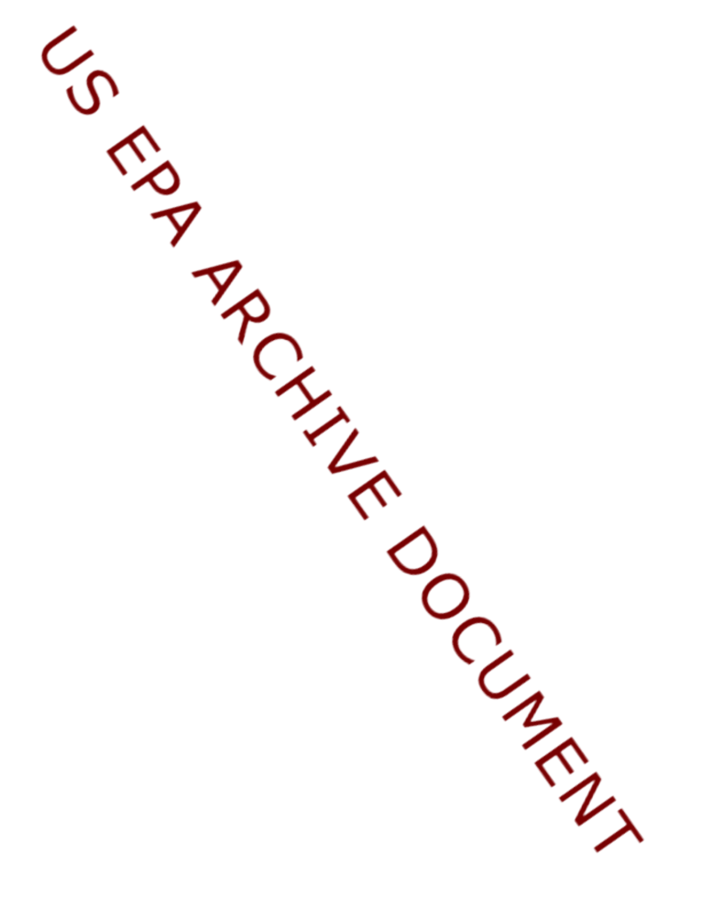US EPA ARCHIVE DOCUMENT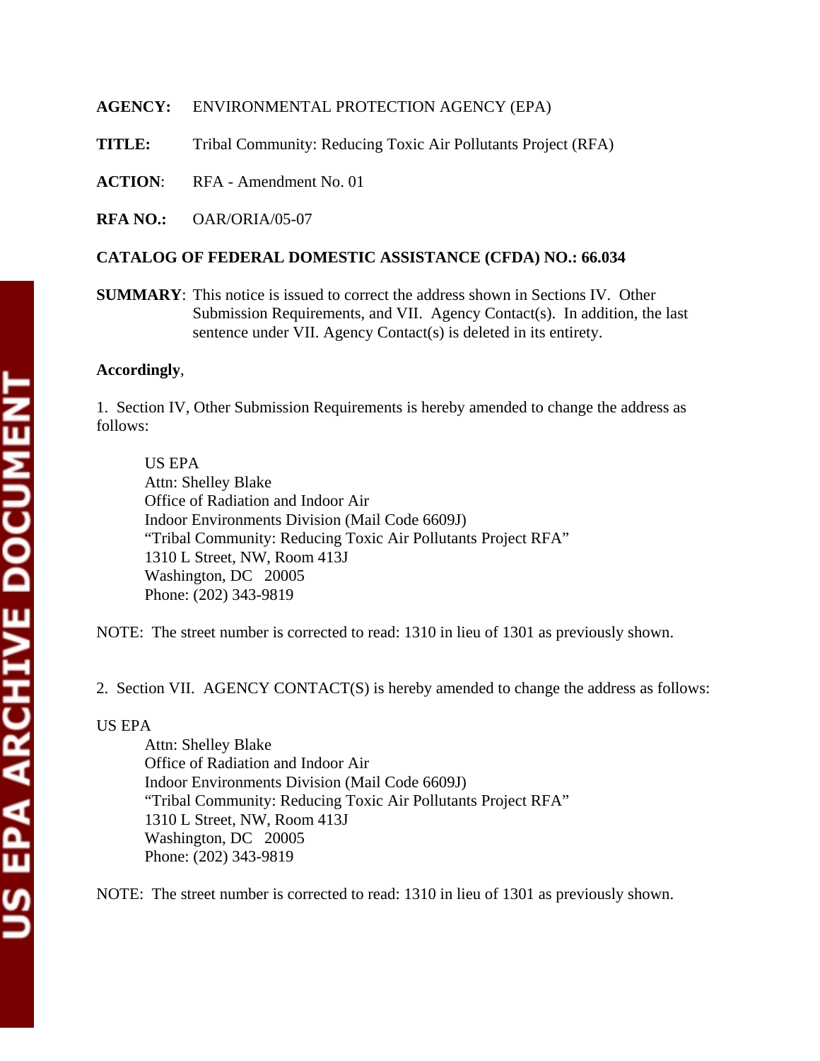**AGENCY:** ENVIRONMENTAL PROTECTION AGENCY (EPA)

**TITLE:** Tribal Community: Reducing Toxic Air Pollutants Project (RFA)

**ACTION**: RFA - Amendment No. 01

**RFA NO.:** OAR/ORIA/05-07

**CATALOG OF FEDERAL DOMESTIC ASSISTANCE (CFDA) NO.: 66.034**

**SUMMARY**: This notice is issued to correct the address shown in Sections IV. Other Submission Requirements, and VII. Agency Contact(s). In addition, the last sentence under VII. Agency Contact(s) is deleted in its entirety.

**Accordingly**,

1. Section IV, Other Submission Requirements is hereby amended to change the address as follows:

> US EPA
> Attn: Shelley Blake
> Office of Radiation and Indoor Air
> Indoor Environments Division (Mail Code 6609J)
> "Tribal Community: Reducing Toxic Air Pollutants Project RFA"
> 1310 L Street, NW, Room 413J
> Washington, DC 20005
> Phone: (202) 343-9819

NOTE: The street number is corrected to read: 1310 in lieu of 1301 as previously shown.

2. Section VII. AGENCY CONTACT(S) is hereby amended to change the address as follows:

US EPA
> Attn: Shelley Blake
> Office of Radiation and Indoor Air
> Indoor Environments Division (Mail Code 6609J)
> "Tribal Community: Reducing Toxic Air Pollutants Project RFA"
> 1310 L Street, NW, Room 413J
> Washington, DC 20005
> Phone: (202) 343-9819

NOTE: The street number is corrected to read: 1310 in lieu of 1301 as previously shown.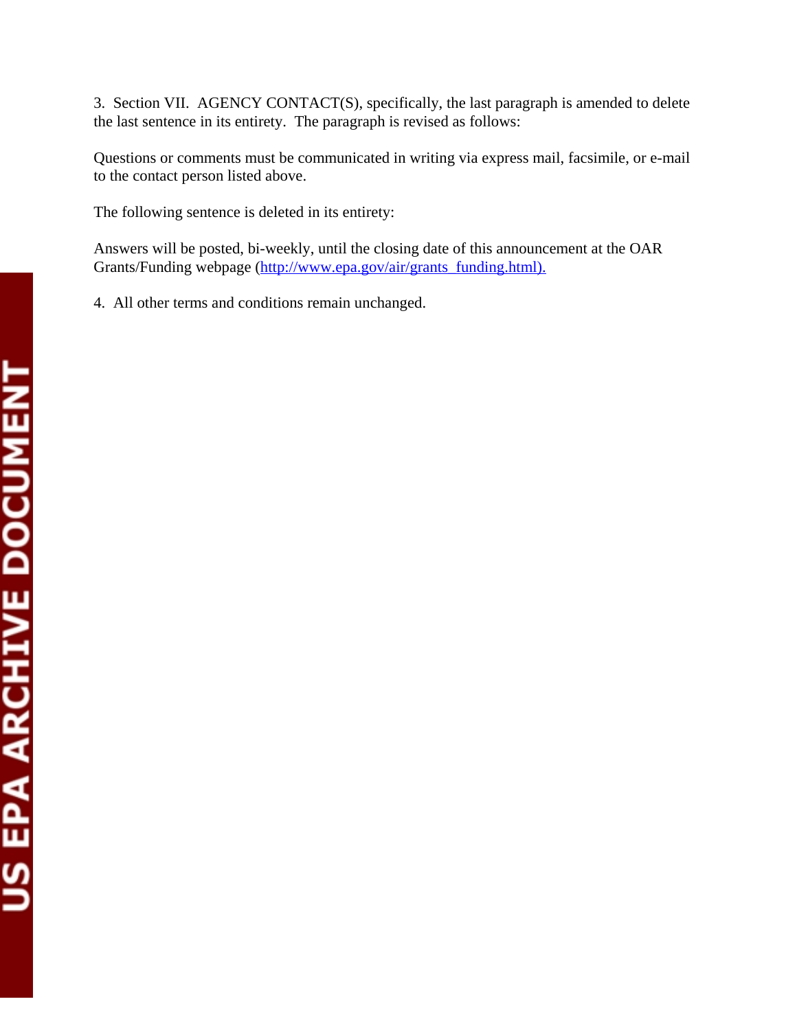3. Section VII. AGENCY CONTACT(S), specifically, the last paragraph is amended to delete the last sentence in its entirety. The paragraph is revised as follows:

Questions or comments must be communicated in writing via express mail, facsimile, or e-mail to the contact person listed above.

The following sentence is deleted in its entirety:

Answers will be posted, bi-weekly, until the closing date of this announcement at the OAR Grants/Funding webpage (http://www.epa.gov/air/grants_funding.html).

4. All other terms and conditions remain unchanged.